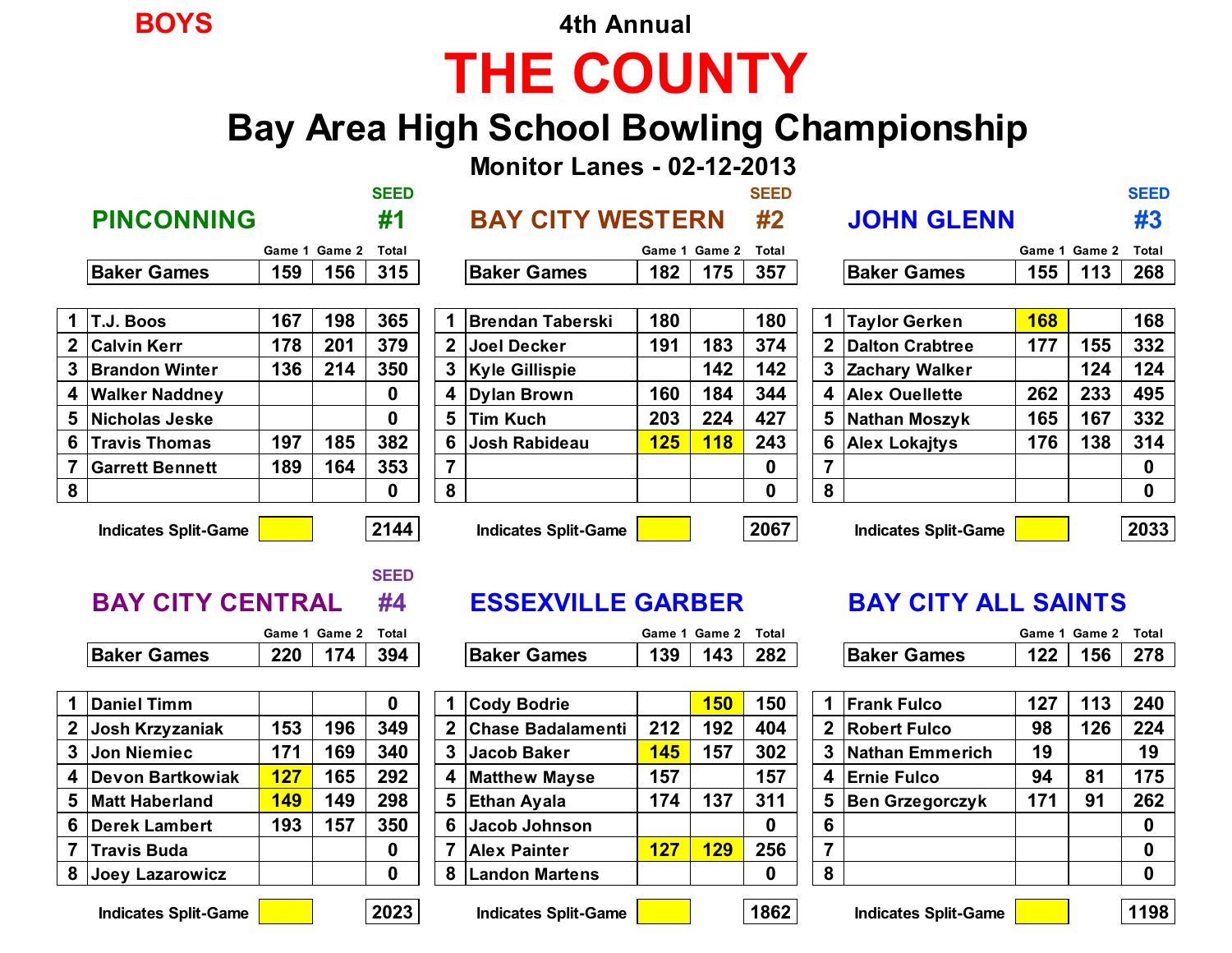BOYS

4th Annual

# THE COUNTY

## Bay Area High School Bowling Championship

### Monitor Lanes - 02-12-2013

### PINCONNING — SEED #1

| | | Game 1 | Game 2 | Total |
|---|---|---|---|---|
| | Baker Games | 159 | 156 | 315 |
| 1 | T.J. Boos | 167 | 198 | 365 |
| 2 | Calvin Kerr | 178 | 201 | 379 |
| 3 | Brandon Winter | 136 | 214 | 350 |
| 4 | Walker Naddney | | | 0 |
| 5 | Nicholas Jeske | | | 0 |
| 6 | Travis Thomas | 197 | 185 | 382 |
| 7 | Garrett Bennett | 189 | 164 | 353 |
| 8 | | | | 0 |
| | Indicates Split-Game | | | 2144 |

### BAY CITY WESTERN — SEED #2

| | | Game 1 | Game 2 | Total |
|---|---|---|---|---|
| | Baker Games | 182 | 175 | 357 |
| 1 | Brendan Taberski | 180 | | 180 |
| 2 | Joel Decker | 191 | 183 | 374 |
| 3 | Kyle Gillispie | | 142 | 142 |
| 4 | Dylan Brown | 160 | 184 | 344 |
| 5 | Tim Kuch | 203 | 224 | 427 |
| 6 | Josh Rabideau | 125 (split) | 118 (split) | 243 |
| 7 | | | | 0 |
| 8 | | | | 0 |
| | Indicates Split-Game | | | 2067 |

### JOHN GLENN — SEED #3

| | | Game 1 | Game 2 | Total |
|---|---|---|---|---|
| | Baker Games | 155 | 113 | 268 |
| 1 | Taylor Gerken | 168 (split) | | 168 |
| 2 | Dalton Crabtree | 177 | 155 | 332 |
| 3 | Zachary Walker | | 124 | 124 |
| 4 | Alex Ouellette | 262 | 233 | 495 |
| 5 | Nathan Moszyk | 165 | 167 | 332 |
| 6 | Alex Lokajtys | 176 | 138 | 314 |
| 7 | | | | 0 |
| 8 | | | | 0 |
| | Indicates Split-Game | | | 2033 |

### BAY CITY CENTRAL — SEED #4

| | | Game 1 | Game 2 | Total |
|---|---|---|---|---|
| | Baker Games | 220 | 174 | 394 |
| 1 | Daniel Timm | | | 0 |
| 2 | Josh Krzyzaniak | 153 | 196 | 349 |
| 3 | Jon Niemiec | 171 | 169 | 340 |
| 4 | Devon Bartkowiak | 127 (split) | 165 | 292 |
| 5 | Matt Haberland | 149 (split) | 149 | 298 |
| 6 | Derek Lambert | 193 | 157 | 350 |
| 7 | Travis Buda | | | 0 |
| 8 | Joey Lazarowicz | | | 0 |
| | Indicates Split-Game | | | 2023 |

### ESSEXVILLE GARBER

| | | Game 1 | Game 2 | Total |
|---|---|---|---|---|
| | Baker Games | 139 | 143 | 282 |
| 1 | Cody Bodrie | | 150 (split) | 150 |
| 2 | Chase Badalamenti | 212 | 192 | 404 |
| 3 | Jacob Baker | 145 (split) | 157 | 302 |
| 4 | Matthew Mayse | 157 | | 157 |
| 5 | Ethan Ayala | 174 | 137 | 311 |
| 6 | Jacob Johnson | | | 0 |
| 7 | Alex Painter | 127 (split) | 129 (split) | 256 |
| 8 | Landon Martens | | | 0 |
| | Indicates Split-Game | | | 1862 |

### BAY CITY ALL SAINTS

| | | Game 1 | Game 2 | Total |
|---|---|---|---|---|
| | Baker Games | 122 | 156 | 278 |
| 1 | Frank Fulco | 127 | 113 | 240 |
| 2 | Robert Fulco | 98 | 126 | 224 |
| 3 | Nathan Emmerich | 19 | | 19 |
| 4 | Ernie Fulco | 94 | 81 | 175 |
| 5 | Ben Grzegorczyk | 171 | 91 | 262 |
| 6 | | | | 0 |
| 7 | | | | 0 |
| 8 | | | | 0 |
| | Indicates Split-Game | | | 1198 |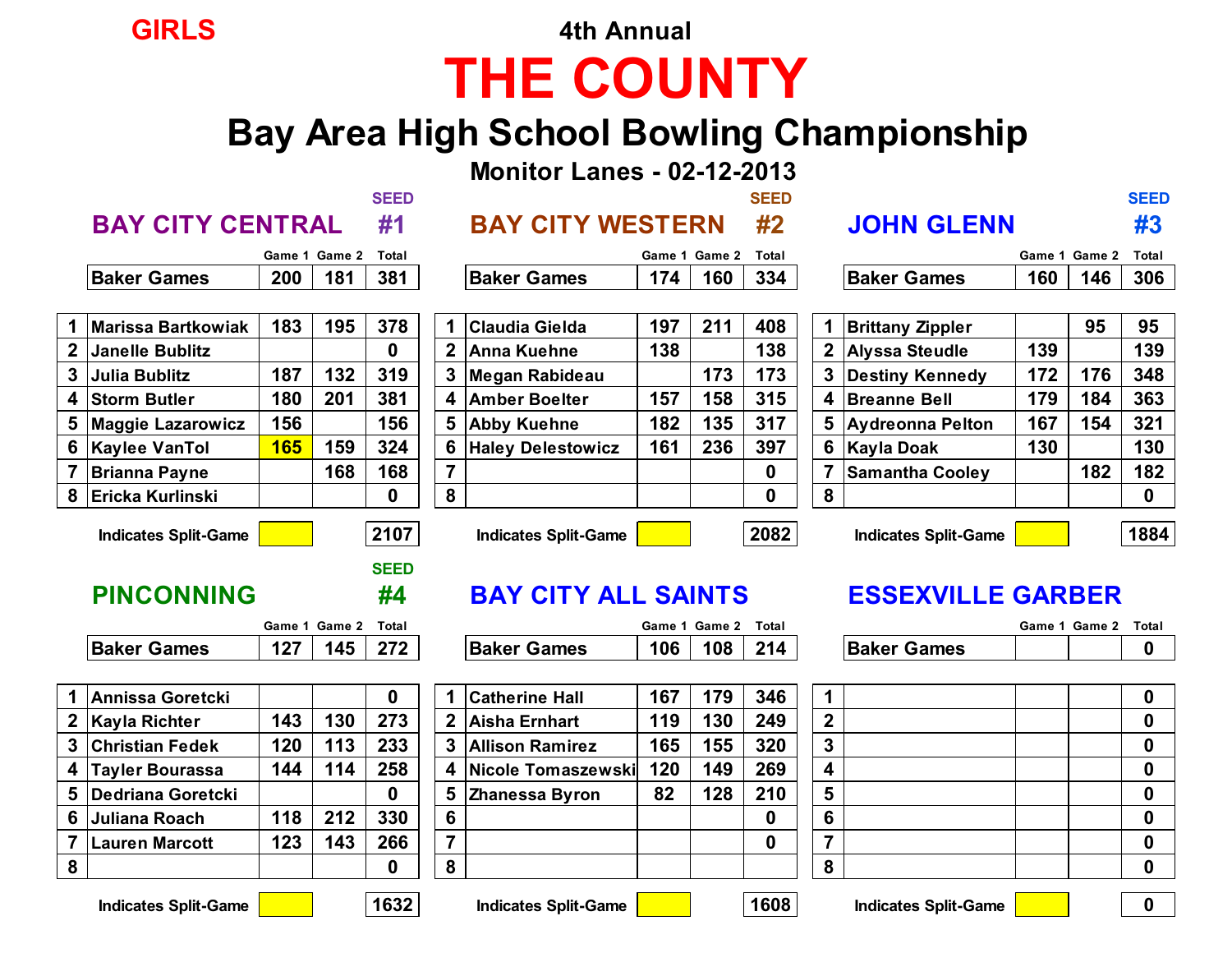GIRLS

4th Annual

# THE COUNTY

## Bay Area High School Bowling Championship

### Monitor Lanes - 02-12-2013

### BAY CITY CENTRAL — SEED #1

| | | Game 1 | Game 2 | Total |
|---|---|---|---|---|
| | Baker Games | 200 | 181 | 381 |
| 1 | Marissa Bartkowiak | 183 | 195 | 378 |
| 2 | Janelle Bublitz | | | 0 |
| 3 | Julia Bublitz | 187 | 132 | 319 |
| 4 | Storm Butler | 180 | 201 | 381 |
| 5 | Maggie Lazarowicz | 156 | | 156 |
| 6 | Kaylee VanTol | 165 | 159 | 324 |
| 7 | Brianna Payne | | 168 | 168 |
| 8 | Ericka Kurlinski | | | 0 |
| | Indicates Split-Game | | | 2107 |

### BAY CITY WESTERN — SEED #2

| | | Game 1 | Game 2 | Total |
|---|---|---|---|---|
| | Baker Games | 174 | 160 | 334 |
| 1 | Claudia Gielda | 197 | 211 | 408 |
| 2 | Anna Kuehne | 138 | | 138 |
| 3 | Megan Rabideau | | 173 | 173 |
| 4 | Amber Boelter | 157 | 158 | 315 |
| 5 | Abby Kuehne | 182 | 135 | 317 |
| 6 | Haley Delestowicz | 161 | 236 | 397 |
| 7 | | | | 0 |
| 8 | | | | 0 |
| | Indicates Split-Game | | | 2082 |

### JOHN GLENN — SEED #3

| | | Game 1 | Game 2 | Total |
|---|---|---|---|---|
| | Baker Games | 160 | 146 | 306 |
| 1 | Brittany Zippler | | 95 | 95 |
| 2 | Alyssa Steudle | 139 | | 139 |
| 3 | Destiny Kennedy | 172 | 176 | 348 |
| 4 | Breanne Bell | 179 | 184 | 363 |
| 5 | Aydreonna Pelton | 167 | 154 | 321 |
| 6 | Kayla Doak | 130 | | 130 |
| 7 | Samantha Cooley | | 182 | 182 |
| 8 | | | | 0 |
| | Indicates Split-Game | | | 1884 |

### PINCONNING — SEED #4

| | | Game 1 | Game 2 | Total |
|---|---|---|---|---|
| | Baker Games | 127 | 145 | 272 |
| 1 | Annissa Goretcki | | | 0 |
| 2 | Kayla Richter | 143 | 130 | 273 |
| 3 | Christian Fedek | 120 | 113 | 233 |
| 4 | Tayler Bourassa | 144 | 114 | 258 |
| 5 | Dedriana Goretcki | | | 0 |
| 6 | Juliana Roach | 118 | 212 | 330 |
| 7 | Lauren Marcott | 123 | 143 | 266 |
| 8 | | | | 0 |
| | Indicates Split-Game | | | 1632 |

### BAY CITY ALL SAINTS

| | | Game 1 | Game 2 | Total |
|---|---|---|---|---|
| | Baker Games | 106 | 108 | 214 |
| 1 | Catherine Hall | 167 | 179 | 346 |
| 2 | Aisha Ernhart | 119 | 130 | 249 |
| 3 | Allison Ramirez | 165 | 155 | 320 |
| 4 | Nicole Tomaszewski | 120 | 149 | 269 |
| 5 | Zhanessa Byron | 82 | 128 | 210 |
| 6 | | | | 0 |
| 7 | | | | 0 |
| 8 | | | | 0 |
| | Indicates Split-Game | | | 1608 |

### ESSEXVILLE GARBER

| | | Game 1 | Game 2 | Total |
|---|---|---|---|---|
| | Baker Games | | | 0 |
| 1 | | | | 0 |
| 2 | | | | 0 |
| 3 | | | | 0 |
| 4 | | | | 0 |
| 5 | | | | 0 |
| 6 | | | | 0 |
| 7 | | | | 0 |
| 8 | | | | 0 |
| | Indicates Split-Game | | | 0 |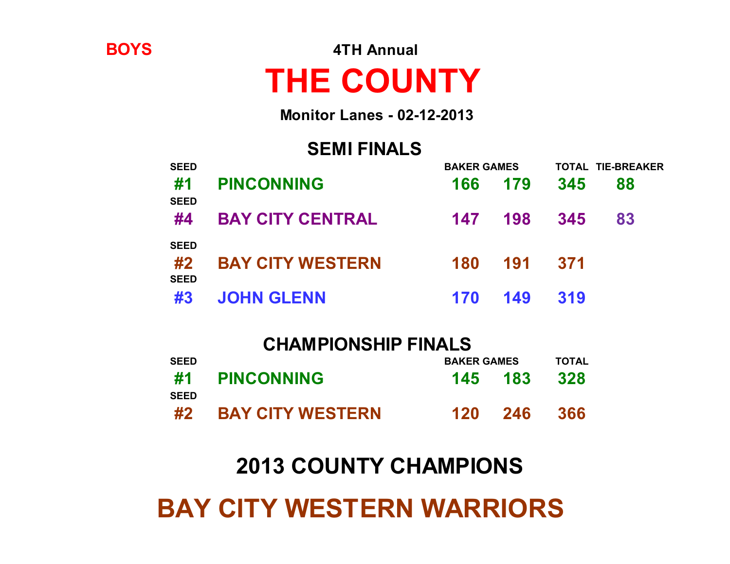**BOYS**

**4TH Annual**

# THE COUNTY

**Monitor Lanes - 02-12-2013**

## SEMI FINALS

| SEED | | BAKER GAMES | | TOTAL | TIE-BREAKER |
|---|---|---|---|---|---|
| #1 | PINCONNING | 166 | 179 | 345 | 88 |
| #4 | BAY CITY CENTRAL | 147 | 198 | 345 | 83 |

| SEED | | BAKER GAMES | | TOTAL |
|---|---|---|---|---|
| #2 | BAY CITY WESTERN | 180 | 191 | 371 |
| #3 | JOHN GLENN | 170 | 149 | 319 |

## CHAMPIONSHIP FINALS

| SEED | | BAKER GAMES | | TOTAL |
|---|---|---|---|---|
| #1 | PINCONNING | 145 | 183 | 328 |
| #2 | BAY CITY WESTERN | 120 | 246 | 366 |

## 2013 COUNTY CHAMPIONS

# BAY CITY WESTERN WARRIORS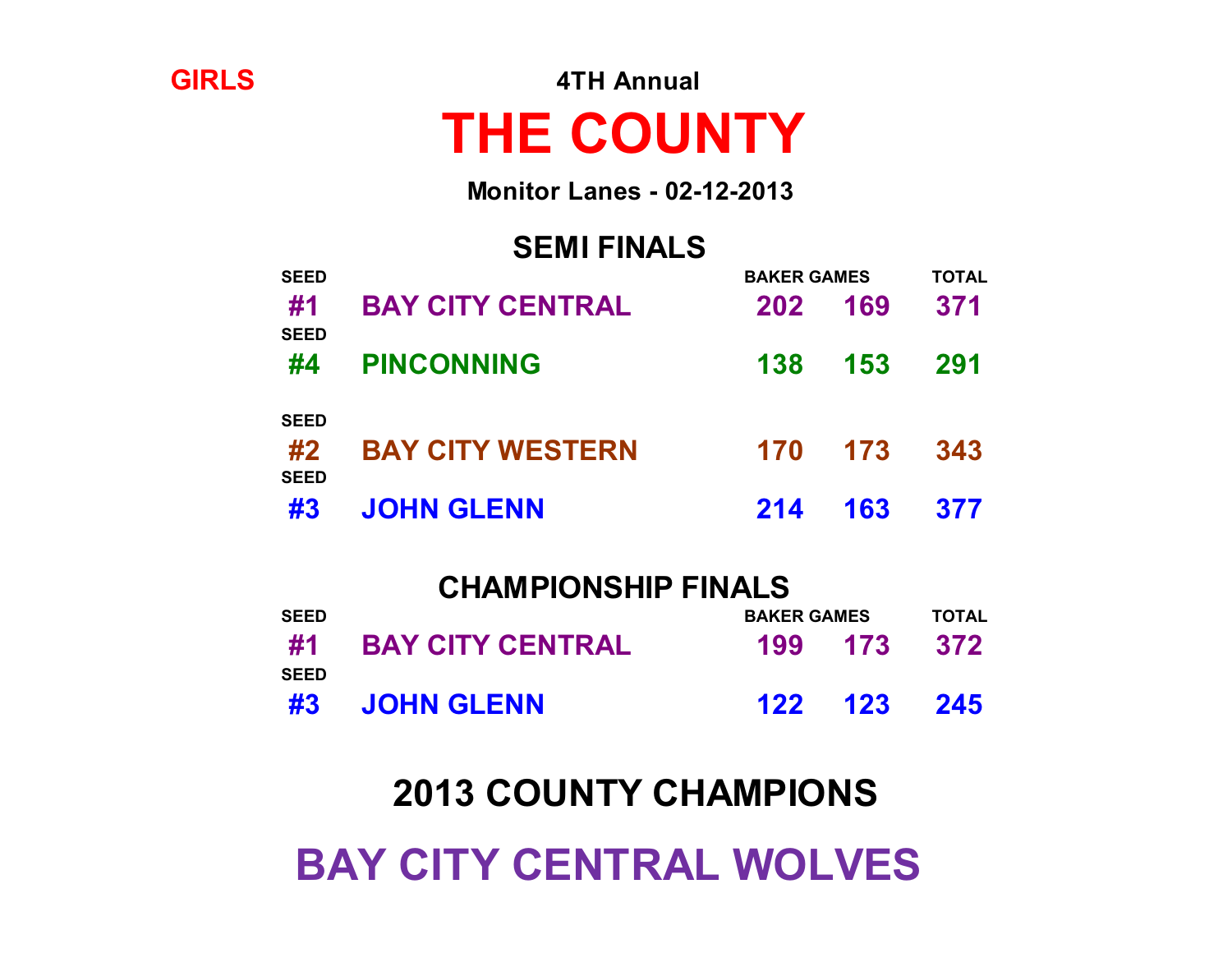GIRLS

4TH Annual

# THE COUNTY

**Monitor Lanes - 02-12-2013**

## SEMI FINALS

| SEED | | BAKER GAMES | | TOTAL |
|---|---|---|---|---|
| #1 | BAY CITY CENTRAL | 202 | 169 | 371 |
| #4 | PINCONNING | 138 | 153 | 291 |
| #2 | BAY CITY WESTERN | 170 | 173 | 343 |
| #3 | JOHN GLENN | 214 | 163 | 377 |

## CHAMPIONSHIP FINALS

| SEED | | BAKER GAMES | | TOTAL |
|---|---|---|---|---|
| #1 | BAY CITY CENTRAL | 199 | 173 | 372 |
| #3 | JOHN GLENN | 122 | 123 | 245 |

## 2013 COUNTY CHAMPIONS

# BAY CITY CENTRAL WOLVES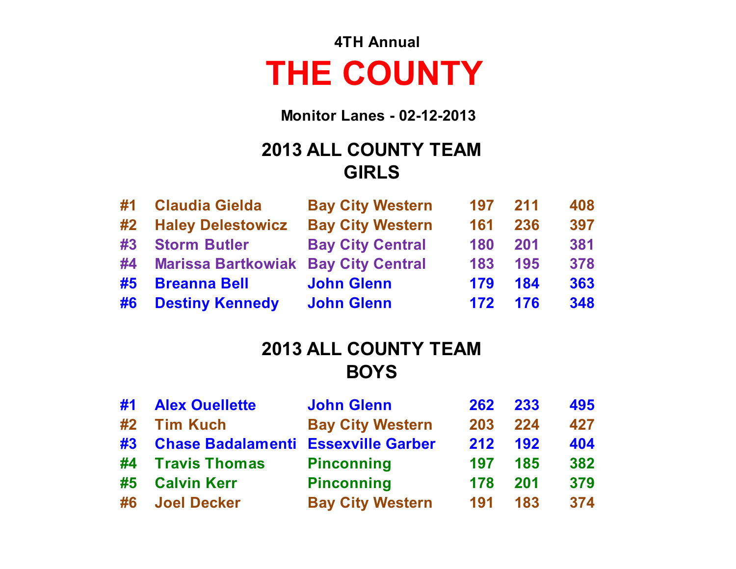4TH Annual

# THE COUNTY

**Monitor Lanes - 02-12-2013**

## 2013 ALL COUNTY TEAM
## GIRLS

| | | | | | |
|---|---|---|---|---|---|
| #1 | Claudia Gielda | Bay City Western | 197 | 211 | 408 |
| #2 | Haley Delestowicz | Bay City Western | 161 | 236 | 397 |
| #3 | Storm Butler | Bay City Central | 180 | 201 | 381 |
| #4 | Marissa Bartkowiak | Bay City Central | 183 | 195 | 378 |
| #5 | Breanna Bell | John Glenn | 179 | 184 | 363 |
| #6 | Destiny Kennedy | John Glenn | 172 | 176 | 348 |

## 2013 ALL COUNTY TEAM
## BOYS

| | | | | | |
|---|---|---|---|---|---|
| #1 | Alex Ouellette | John Glenn | 262 | 233 | 495 |
| #2 | Tim Kuch | Bay City Western | 203 | 224 | 427 |
| #3 | Chase Badalamenti | Essexville Garber | 212 | 192 | 404 |
| #4 | Travis Thomas | Pinconning | 197 | 185 | 382 |
| #5 | Calvin Kerr | Pinconning | 178 | 201 | 379 |
| #6 | Joel Decker | Bay City Western | 191 | 183 | 374 |